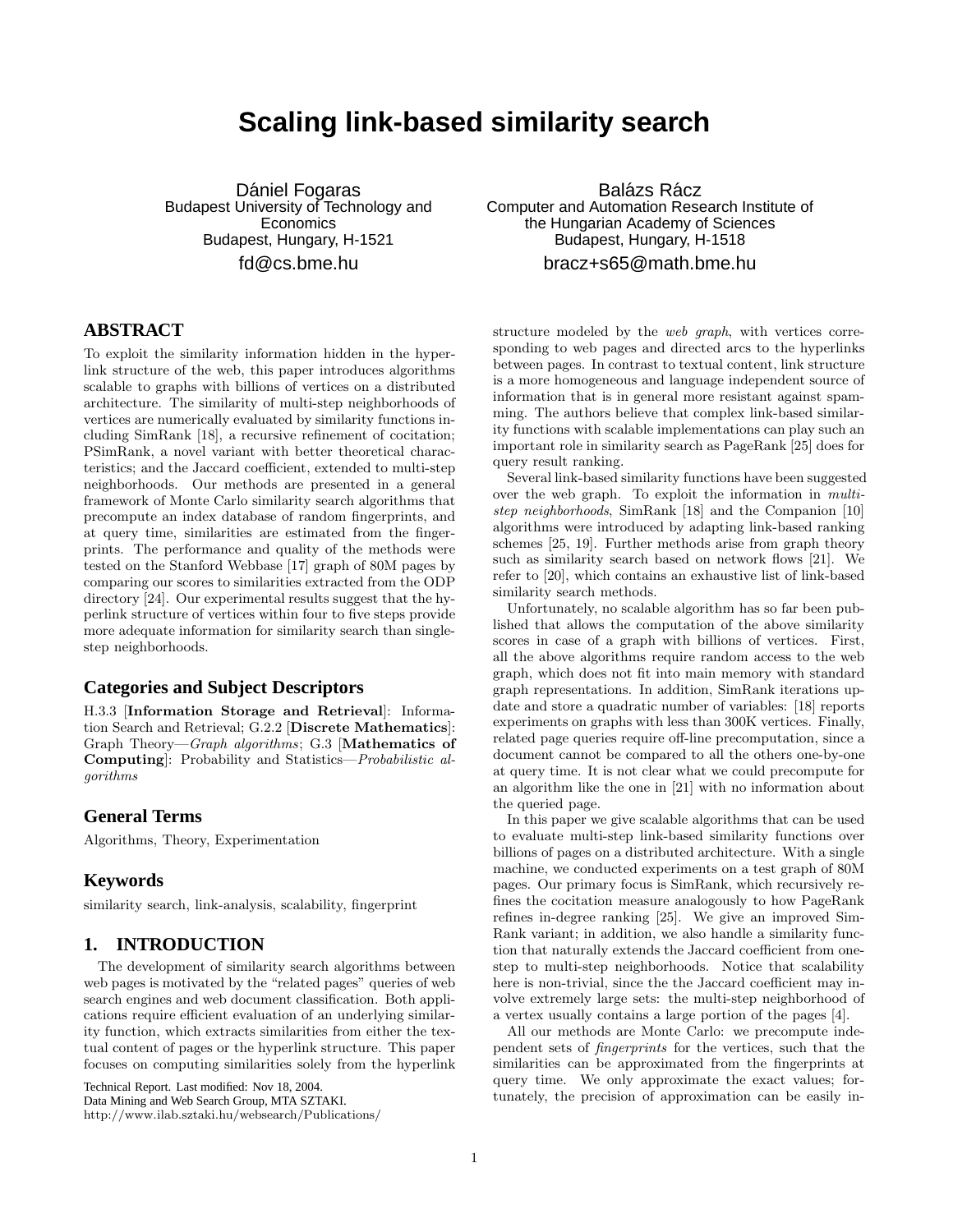# Scaling link-based similarity search

Dániel Fogaras
Budapest University of Technology and Economics
Budapest, Hungary, H-1521
fd@cs.bme.hu

Balázs Rácz
Computer and Automation Research Institute of the Hungarian Academy of Sciences
Budapest, Hungary, H-1518
bracz+s65@math.bme.hu

## ABSTRACT

To exploit the similarity information hidden in the hyperlink structure of the web, this paper introduces algorithms scalable to graphs with billions of vertices on a distributed architecture. The similarity of multi-step neighborhoods of vertices are numerically evaluated by similarity functions including SimRank [18], a recursive refinement of cocitation; PSimRank, a novel variant with better theoretical characteristics; and the Jaccard coefficient, extended to multi-step neighborhoods. Our methods are presented in a general framework of Monte Carlo similarity search algorithms that precompute an index database of random fingerprints, and at query time, similarities are estimated from the fingerprints. The performance and quality of the methods were tested on the Stanford Webbase [17] graph of 80M pages by comparing our scores to similarities extracted from the ODP directory [24]. Our experimental results suggest that the hyperlink structure of vertices within four to five steps provide more adequate information for similarity search than single-step neighborhoods.

### Categories and Subject Descriptors

H.3.3 [**Information Storage and Retrieval**]: Information Search and Retrieval; G.2.2 [**Discrete Mathematics**]: Graph Theory—*Graph algorithms*; G.3 [**Mathematics of Computing**]: Probability and Statistics—*Probabilistic algorithms*

### General Terms

Algorithms, Theory, Experimentation

### Keywords

similarity search, link-analysis, scalability, fingerprint

## 1. INTRODUCTION

The development of similarity search algorithms between web pages is motivated by the "related pages" queries of web search engines and web document classification. Both applications require efficient evaluation of an underlying similarity function, which extracts similarities from either the textual content of pages or the hyperlink structure. This paper focuses on computing similarities solely from the hyperlink structure modeled by the *web graph*, with vertices corresponding to web pages and directed arcs to the hyperlinks between pages. In contrast to textual content, link structure is a more homogeneous and language independent source of information that is in general more resistant against spamming. The authors believe that complex link-based similarity functions with scalable implementations can play such an important role in similarity search as PageRank [25] does for query result ranking.

Technical Report. Last modified: Nov 18, 2004.
Data Mining and Web Search Group, MTA SZTAKI.
http://www.ilab.sztaki.hu/websearch/Publications/

Several link-based similarity functions have been suggested over the web graph. To exploit the information in *multi-step neighborhoods*, SimRank [18] and the Companion [10] algorithms were introduced by adapting link-based ranking schemes [25, 19]. Further methods arise from graph theory such as similarity search based on network flows [21]. We refer to [20], which contains an exhaustive list of link-based similarity search methods.

Unfortunately, no scalable algorithm has so far been published that allows the computation of the above similarity scores in case of a graph with billions of vertices. First, all the above algorithms require random access to the web graph, which does not fit into main memory with standard graph representations. In addition, SimRank iterations update and store a quadratic number of variables: [18] reports experiments on graphs with less than 300K vertices. Finally, related page queries require off-line precomputation, since a document cannot be compared to all the others one-by-one at query time. It is not clear what we could precompute for an algorithm like the one in [21] with no information about the queried page.

In this paper we give scalable algorithms that can be used to evaluate multi-step link-based similarity functions over billions of pages on a distributed architecture. With a single machine, we conducted experiments on a test graph of 80M pages. Our primary focus is SimRank, which recursively refines the cocitation measure analogously to how PageRank refines in-degree ranking [25]. We give an improved SimRank variant; in addition, we also handle a similarity function that naturally extends the Jaccard coefficient from one-step to multi-step neighborhoods. Notice that scalability here is non-trivial, since the the Jaccard coefficient may involve extremely large sets: the multi-step neighborhood of a vertex usually contains a large portion of the pages [4].

All our methods are Monte Carlo: we precompute independent sets of *fingerprints* for the vertices, such that the similarities can be approximated from the fingerprints at query time. We only approximate the exact values; fortunately, the precision of approximation can be easily in-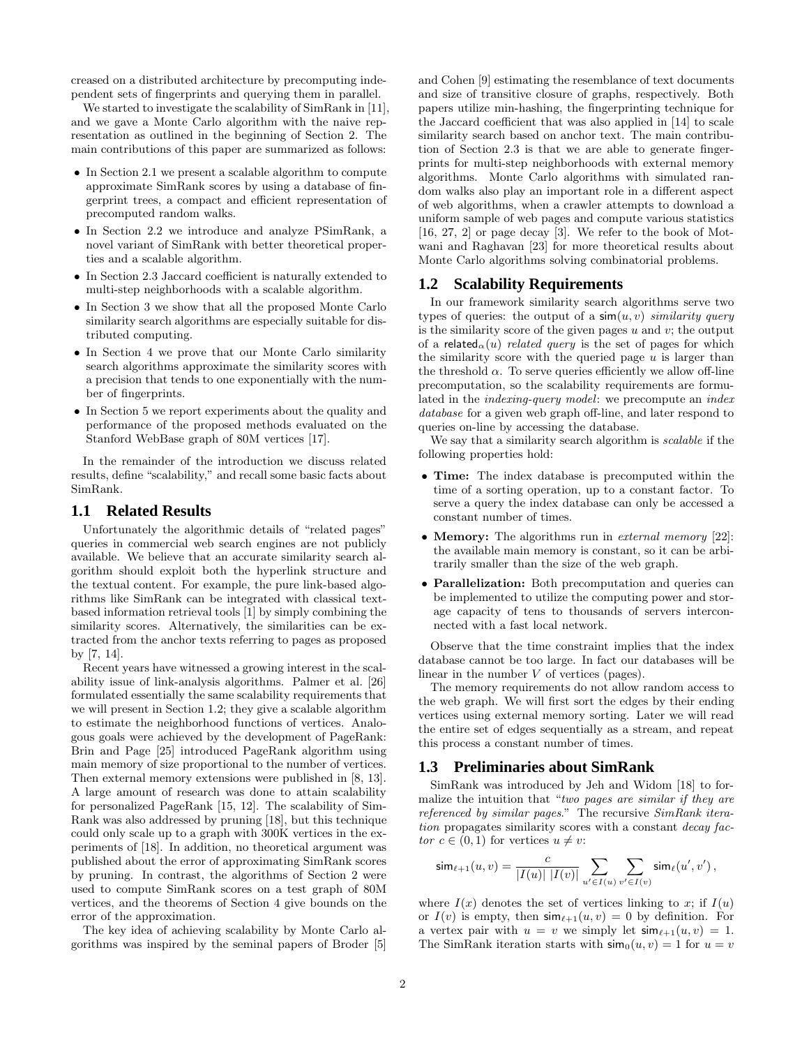creased on a distributed architecture by precomputing independent sets of fingerprints and querying them in parallel.

We started to investigate the scalability of SimRank in [11], and we gave a Monte Carlo algorithm with the naive representation as outlined in the beginning of Section 2. The main contributions of this paper are summarized as follows:

- In Section 2.1 we present a scalable algorithm to compute approximate SimRank scores by using a database of fingerprint trees, a compact and efficient representation of precomputed random walks.
- In Section 2.2 we introduce and analyze PSimRank, a novel variant of SimRank with better theoretical properties and a scalable algorithm.
- In Section 2.3 Jaccard coefficient is naturally extended to multi-step neighborhoods with a scalable algorithm.
- In Section 3 we show that all the proposed Monte Carlo similarity search algorithms are especially suitable for distributed computing.
- In Section 4 we prove that our Monte Carlo similarity search algorithms approximate the similarity scores with a precision that tends to one exponentially with the number of fingerprints.
- In Section 5 we report experiments about the quality and performance of the proposed methods evaluated on the Stanford WebBase graph of 80M vertices [17].

In the remainder of the introduction we discuss related results, define "scalability," and recall some basic facts about SimRank.

## 1.1 Related Results

Unfortunately the algorithmic details of "related pages" queries in commercial web search engines are not publicly available. We believe that an accurate similarity search algorithm should exploit both the hyperlink structure and the textual content. For example, the pure link-based algorithms like SimRank can be integrated with classical text-based information retrieval tools [1] by simply combining the similarity scores. Alternatively, the similarities can be extracted from the anchor texts referring to pages as proposed by [7, 14].

Recent years have witnessed a growing interest in the scalability issue of link-analysis algorithms. Palmer et al. [26] formulated essentially the same scalability requirements that we will present in Section 1.2; they give a scalable algorithm to estimate the neighborhood functions of vertices. Analogous goals were achieved by the development of PageRank: Brin and Page [25] introduced PageRank algorithm using main memory of size proportional to the number of vertices. Then external memory extensions were published in [8, 13]. A large amount of research was done to attain scalability for personalized PageRank [15, 12]. The scalability of SimRank was also addressed by pruning [18], but this technique could only scale up to a graph with 300K vertices in the experiments of [18]. In addition, no theoretical argument was published about the error of approximating SimRank scores by pruning. In contrast, the algorithms of Section 2 were used to compute SimRank scores on a test graph of 80M vertices, and the theorems of Section 4 give bounds on the error of the approximation.

The key idea of achieving scalability by Monte Carlo algorithms was inspired by the seminal papers of Broder [5] and Cohen [9] estimating the resemblance of text documents and size of transitive closure of graphs, respectively. Both papers utilize min-hashing, the fingerprinting technique for the Jaccard coefficient that was also applied in [14] to scale similarity search based on anchor text. The main contribution of Section 2.3 is that we are able to generate fingerprints for multi-step neighborhoods with external memory algorithms. Monte Carlo algorithms with simulated random walks also play an important role in a different aspect of web algorithms, when a crawler attempts to download a uniform sample of web pages and compute various statistics [16, 27, 2] or page decay [3]. We refer to the book of Motwani and Raghavan [23] for more theoretical results about Monte Carlo algorithms solving combinatorial problems.

## 1.2 Scalability Requirements

In our framework similarity search algorithms serve two types of queries: the output of a $\mathsf{sim}(u, v)$ *similarity query* is the similarity score of the given pages $u$ and $v$; the output of a $\mathsf{related}_\alpha(u)$ *related query* is the set of pages for which the similarity score with the queried page $u$ is larger than the threshold $\alpha$. To serve queries efficiently we allow off-line precomputation, so the scalability requirements are formulated in the *indexing-query model*: we precompute an *index database* for a given web graph off-line, and later respond to queries on-line by accessing the database.

We say that a similarity search algorithm is *scalable* if the following properties hold:

- **Time:** The index database is precomputed within the time of a sorting operation, up to a constant factor. To serve a query the index database can only be accessed a constant number of times.
- **Memory:** The algorithms run in *external memory* [22]: the available main memory is constant, so it can be arbitrarily smaller than the size of the web graph.
- **Parallelization:** Both precomputation and queries can be implemented to utilize the computing power and storage capacity of tens to thousands of servers interconnected with a fast local network.

Observe that the time constraint implies that the index database cannot be too large. In fact our databases will be linear in the number $V$ of vertices (pages).

The memory requirements do not allow random access to the web graph. We will first sort the edges by their ending vertices using external memory sorting. Later we will read the entire set of edges sequentially as a stream, and repeat this process a constant number of times.

## 1.3 Preliminaries about SimRank

SimRank was introduced by Jeh and Widom [18] to formalize the intuition that "*two pages are similar if they are referenced by similar pages.*" The recursive *SimRank iteration* propagates similarity scores with a constant *decay factor* $c \in (0, 1)$ for vertices $u \neq v$:

$$\mathsf{sim}_{\ell+1}(u, v) = \frac{c}{|I(u)|\ |I(v)|} \sum_{u' \in I(u)} \sum_{v' \in I(v)} \mathsf{sim}_\ell(u', v'),$$

where $I(x)$ denotes the set of vertices linking to $x$; if $I(u)$ or $I(v)$ is empty, then $\mathsf{sim}_{\ell+1}(u, v) = 0$ by definition. For a vertex pair with $u = v$ we simply let $\mathsf{sim}_{\ell+1}(u, v) = 1$. The SimRank iteration starts with $\mathsf{sim}_0(u, v) = 1$ for $u = v$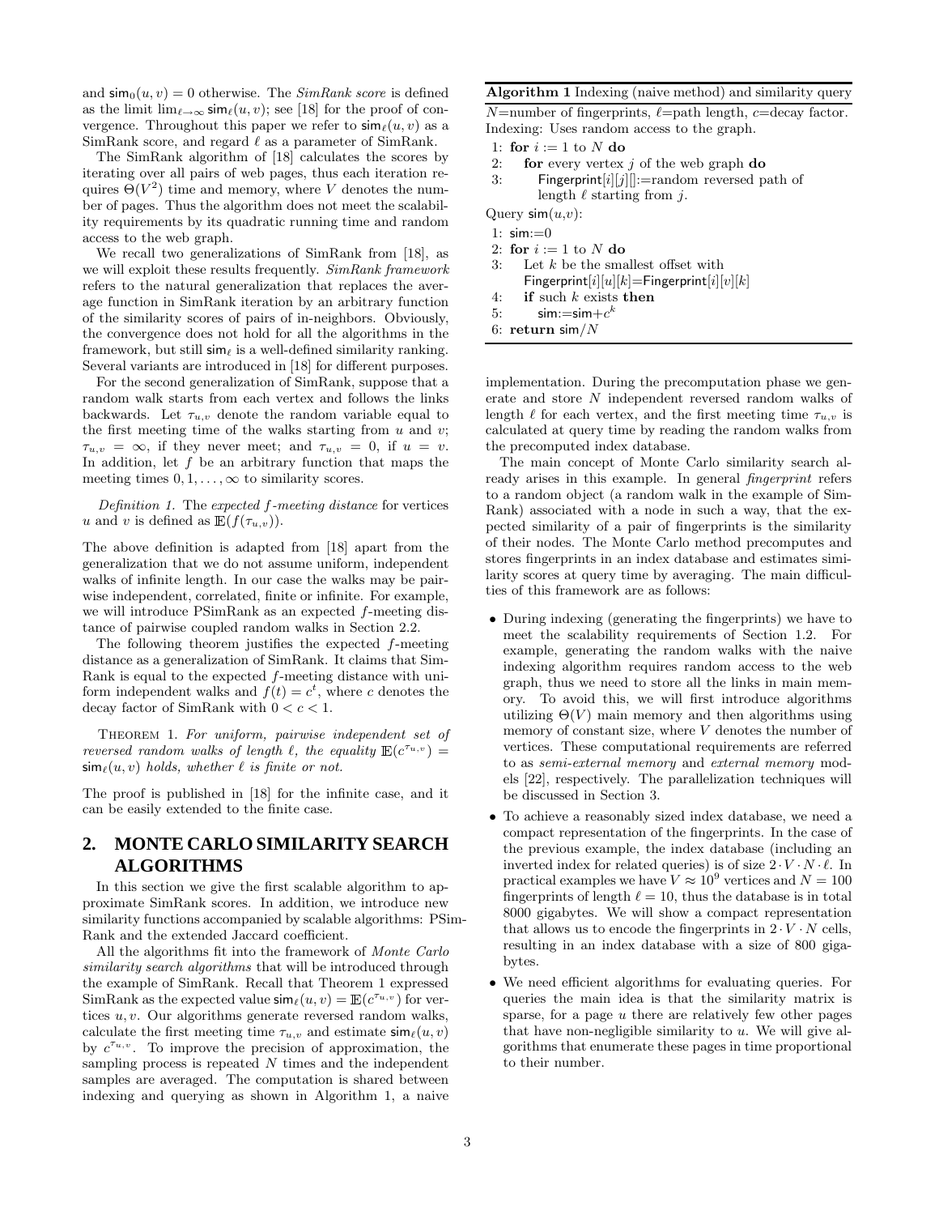and $\mathsf{sim}_0(u,v) = 0$ otherwise. The *SimRank score* is defined as the limit $\lim_{\ell\to\infty} \mathsf{sim}_\ell(u,v)$; see [18] for the proof of convergence. Throughout this paper we refer to $\mathsf{sim}_\ell(u,v)$ as a SimRank score, and regard $\ell$ as a parameter of SimRank.

The SimRank algorithm of [18] calculates the scores by iterating over all pairs of web pages, thus each iteration requires $\Theta(V^2)$ time and memory, where $V$ denotes the number of pages. Thus the algorithm does not meet the scalability requirements by its quadratic running time and random access to the web graph.

We recall two generalizations of SimRank from [18], as we will exploit these results frequently. *SimRank framework* refers to the natural generalization that replaces the average function in SimRank iteration by an arbitrary function of the similarity scores of pairs of in-neighbors. Obviously, the convergence does not hold for all the algorithms in the framework, but still $\mathsf{sim}_\ell$ is a well-defined similarity ranking. Several variants are introduced in [18] for different purposes.

For the second generalization of SimRank, suppose that a random walk starts from each vertex and follows the links backwards. Let $\tau_{u,v}$ denote the random variable equal to the first meeting time of the walks starting from $u$ and $v$; $\tau_{u,v} = \infty$, if they never meet; and $\tau_{u,v} = 0$, if $u = v$. In addition, let $f$ be an arbitrary function that maps the meeting times $0, 1, \ldots, \infty$ to similarity scores.

*Definition 1.* The *expected $f$-meeting distance* for vertices $u$ and $v$ is defined as $\mathbb{E}(f(\tau_{u,v}))$.

The above definition is adapted from [18] apart from the generalization that we do not assume uniform, independent walks of infinite length. In our case the walks may be pairwise independent, correlated, finite or infinite. For example, we will introduce PSimRank as an expected $f$-meeting distance of pairwise coupled random walks in Section 2.2.

The following theorem justifies the expected $f$-meeting distance as a generalization of SimRank. It claims that SimRank is equal to the expected $f$-meeting distance with uniform independent walks and $f(t) = c^t$, where $c$ denotes the decay factor of SimRank with $0 < c < 1$.

THEOREM 1. *For uniform, pairwise independent set of reversed random walks of length $\ell$, the equality $\mathbb{E}(c^{\tau_{u,v}}) = \mathsf{sim}_\ell(u,v)$ holds, whether $\ell$ is finite or not.*

The proof is published in [18] for the infinite case, and it can be easily extended to the finite case.

## 2. MONTE CARLO SIMILARITY SEARCH ALGORITHMS

In this section we give the first scalable algorithm to approximate SimRank scores. In addition, we introduce new similarity functions accompanied by scalable algorithms: PSimRank and the extended Jaccard coefficient.

All the algorithms fit into the framework of *Monte Carlo similarity search algorithms* that will be introduced through the example of SimRank. Recall that Theorem 1 expressed SimRank as the expected value $\mathsf{sim}_\ell(u,v) = \mathbb{E}(c^{\tau_{u,v}})$ for vertices $u, v$. Our algorithms generate reversed random walks, calculate the first meeting time $\tau_{u,v}$ and estimate $\mathsf{sim}_\ell(u,v)$ by $c^{\tau_{u,v}}$. To improve the precision of approximation, the sampling process is repeated $N$ times and the independent samples are averaged. The computation is shared between indexing and querying as shown in Algorithm 1, a naive implementation. During the precomputation phase we generate and store $N$ independent reversed random walks of length $\ell$ for each vertex, and the first meeting time $\tau_{u,v}$ is calculated at query time by reading the random walks from the precomputed index database.

**Algorithm 1** Indexing (naive method) and similarity query

$N$=number of fingerprints, $\ell$=path length, $c$=decay factor.
Indexing: Uses random access to the graph.

```
1: for i := 1 to N do
2:   for every vertex j of the web graph do
3:     Fingerprint[i][j][]:=random reversed path of
       length ℓ starting from j.
```

Query $\mathsf{sim}(u,v)$:

```
1: sim:=0
2: for i := 1 to N do
3:   Let k be the smallest offset with
     Fingerprint[i][u][k]=Fingerprint[i][v][k]
4:   if such k exists then
5:     sim:=sim+c^k
6: return sim/N
```

The main concept of Monte Carlo similarity search already arises in this example. In general *fingerprint* refers to a random object (a random walk in the example of SimRank) associated with a node in such a way, that the expected similarity of a pair of fingerprints is the similarity of their nodes. The Monte Carlo method precomputes and stores fingerprints in an index database and estimates similarity scores at query time by averaging. The main difficulties of this framework are as follows:

- During indexing (generating the fingerprints) we have to meet the scalability requirements of Section 1.2. For example, generating the random walks with the naive indexing algorithm requires random access to the web graph, thus we need to store all the links in main memory. To avoid this, we will first introduce algorithms utilizing $\Theta(V)$ main memory and then algorithms using memory of constant size, where $V$ denotes the number of vertices. These computational requirements are referred to as *semi-external memory* and *external memory* models [22], respectively. The parallelization techniques will be discussed in Section 3.
- To achieve a reasonably sized index database, we need a compact representation of the fingerprints. In the case of the previous example, the index database (including an inverted index for related queries) is of size $2 \cdot V \cdot N \cdot \ell$. In practical examples we have $V \approx 10^9$ vertices and $N = 100$ fingerprints of length $\ell = 10$, thus the database is in total 8000 gigabytes. We will show a compact representation that allows us to encode the fingerprints in $2 \cdot V \cdot N$ cells, resulting in an index database with a size of 800 gigabytes.
- We need efficient algorithms for evaluating queries. For queries the main idea is that the similarity matrix is sparse, for a page $u$ there are relatively few other pages that have non-negligible similarity to $u$. We will give algorithms that enumerate these pages in time proportional to their number.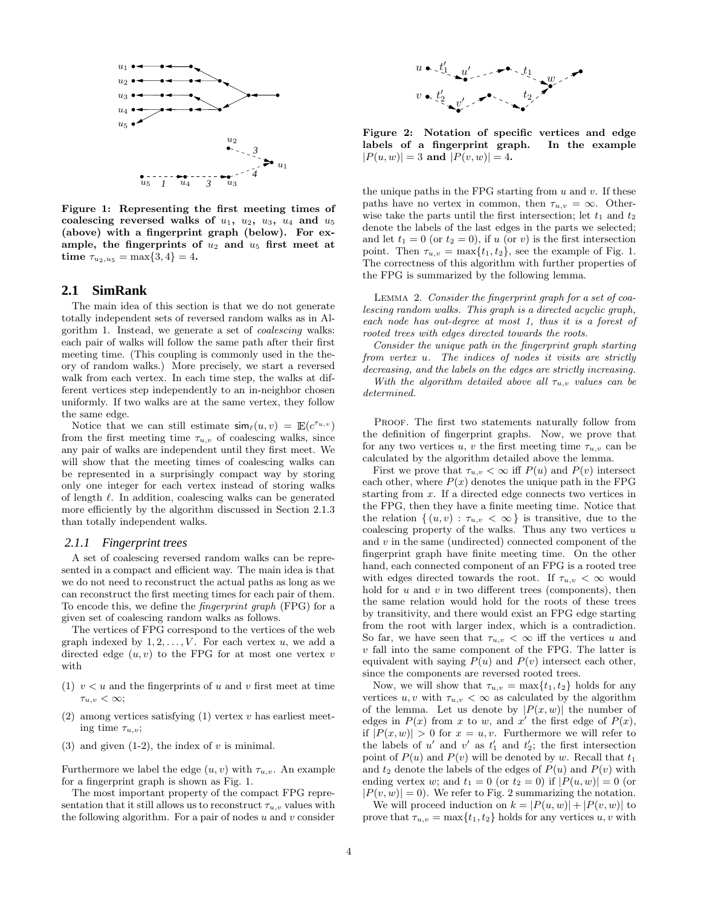Figure 1: Representing the first meeting times of coalescing reversed walks of $u_1$, $u_2$, $u_3$, $u_4$ and $u_5$ (above) with a fingerprint graph (below). For example, the fingerprints of $u_2$ and $u_5$ first meet at time $\tau_{u_2,u_5} = \max\{3, 4\} = 4$.

## 2.1 SimRank

The main idea of this section is that we do not generate totally independent sets of reversed random walks as in Algorithm 1. Instead, we generate a set of *coalescing* walks: each pair of walks will follow the same path after their first meeting time. (This coupling is commonly used in the theory of random walks.) More precisely, we start a reversed walk from each vertex. In each time step, the walks at different vertices step independently to an in-neighbor chosen uniformly. If two walks are at the same vertex, they follow the same edge.

Notice that we can still estimate $\mathsf{sim}_\ell(u, v) = \mathbb{E}(c^{\tau_{u,v}})$ from the first meeting time $\tau_{u,v}$ of coalescing walks, since any pair of walks are independent until they first meet. We will show that the meeting times of coalescing walks can be represented in a surprisingly compact way by storing only one integer for each vertex instead of storing walks of length $\ell$. In addition, coalescing walks can be generated more efficiently by the algorithm discussed in Section 2.1.3 than totally independent walks.

### 2.1.1 Fingerprint trees

A set of coalescing reversed random walks can be represented in a compact and efficient way. The main idea is that we do not need to reconstruct the actual paths as long as we can reconstruct the first meeting times for each pair of them. To encode this, we define the *fingerprint graph* (FPG) for a given set of coalescing random walks as follows.

The vertices of FPG correspond to the vertices of the web graph indexed by $1, 2, \ldots, V$. For each vertex $u$, we add a directed edge $(u, v)$ to the FPG for at most one vertex $v$ with

(1) $v < u$ and the fingerprints of $u$ and $v$ first meet at time $\tau_{u,v} < \infty$;

(2) among vertices satisfying (1) vertex $v$ has earliest meeting time $\tau_{u,v}$;

(3) and given (1-2), the index of $v$ is minimal.

Furthermore we label the edge $(u, v)$ with $\tau_{u,v}$. An example for a fingerprint graph is shown as Fig. 1.

The most important property of the compact FPG representation that it still allows us to reconstruct $\tau_{u,v}$ values with the following algorithm. For a pair of nodes $u$ and $v$ consider the unique paths in the FPG starting from $u$ and $v$. If these paths have no vertex in common, then $\tau_{u,v} = \infty$. Otherwise take the parts until the first intersection; let $t_1$ and $t_2$ denote the labels of the last edges in the parts we selected; and let $t_1 = 0$ (or $t_2 = 0$), if $u$ (or $v$) is the first intersection point. Then $\tau_{u,v} = \max\{t_1, t_2\}$, see the example of Fig. 1. The correctness of this algorithm with further properties of the FPG is summarized by the following lemma.

Figure 2: Notation of specific vertices and edge labels of a fingerprint graph. In the example $|P(u, w)| = 3$ and $|P(v, w)| = 4$.

Lemma 2. *Consider the fingerprint graph for a set of coalescing random walks. This graph is a directed acyclic graph, each node has out-degree at most 1, thus it is a forest of rooted trees with edges directed towards the roots.*

*Consider the unique path in the fingerprint graph starting from vertex $u$. The indices of nodes it visits are strictly decreasing, and the labels on the edges are strictly increasing.*

*With the algorithm detailed above all $\tau_{u,v}$ values can be determined.*

Proof. The first two statements naturally follow from the definition of fingerprint graphs. Now, we prove that for any two vertices $u$, $v$ the first meeting time $\tau_{u,v}$ can be calculated by the algorithm detailed above the lemma.

First we prove that $\tau_{u,v} < \infty$ iff $P(u)$ and $P(v)$ intersect each other, where $P(x)$ denotes the unique path in the FPG starting from $x$. If a directed edge connects two vertices in the FPG, then they have a finite meeting time. Notice that the relation $\{(u, v) : \tau_{u,v} < \infty\}$ is transitive, due to the coalescing property of the walks. Thus any two vertices $u$ and $v$ in the same (undirected) connected component of the fingerprint graph have finite meeting time. On the other hand, each connected component of an FPG is a rooted tree with edges directed towards the root. If $\tau_{u,v} < \infty$ would hold for $u$ and $v$ in two different trees (components), then the same relation would hold for the roots of these trees by transitivity, and there would exist an FPG edge starting from the root with larger index, which is a contradiction. So far, we have seen that $\tau_{u,v} < \infty$ iff the vertices $u$ and $v$ fall into the same component of the FPG. The latter is equivalent with saying $P(u)$ and $P(v)$ intersect each other, since the components are reversed rooted trees.

Now, we will show that $\tau_{u,v} = \max\{t_1, t_2\}$ holds for any vertices $u, v$ with $\tau_{u,v} < \infty$ as calculated by the algorithm of the lemma. Let us denote by $|P(x, w)|$ the number of edges in $P(x)$ from $x$ to $w$, and $x'$ the first edge of $P(x)$, if $|P(x, w)| > 0$ for $x = u, v$. Furthermore we will refer to the labels of $u'$ and $v'$ as $t'_1$ and $t'_2$; the first intersection point of $P(u)$ and $P(v)$ will be denoted by $w$. Recall that $t_1$ and $t_2$ denote the labels of the edges of $P(u)$ and $P(v)$ with ending vertex $w$; and $t_1 = 0$ (or $t_2 = 0$) if $|P(u, w)| = 0$ (or $|P(v, w)| = 0$). We refer to Fig. 2 summarizing the notation.

We will proceed induction on $k = |P(u, w)| + |P(v, w)|$ to prove that $\tau_{u,v} = \max\{t_1, t_2\}$ holds for any vertices $u, v$ with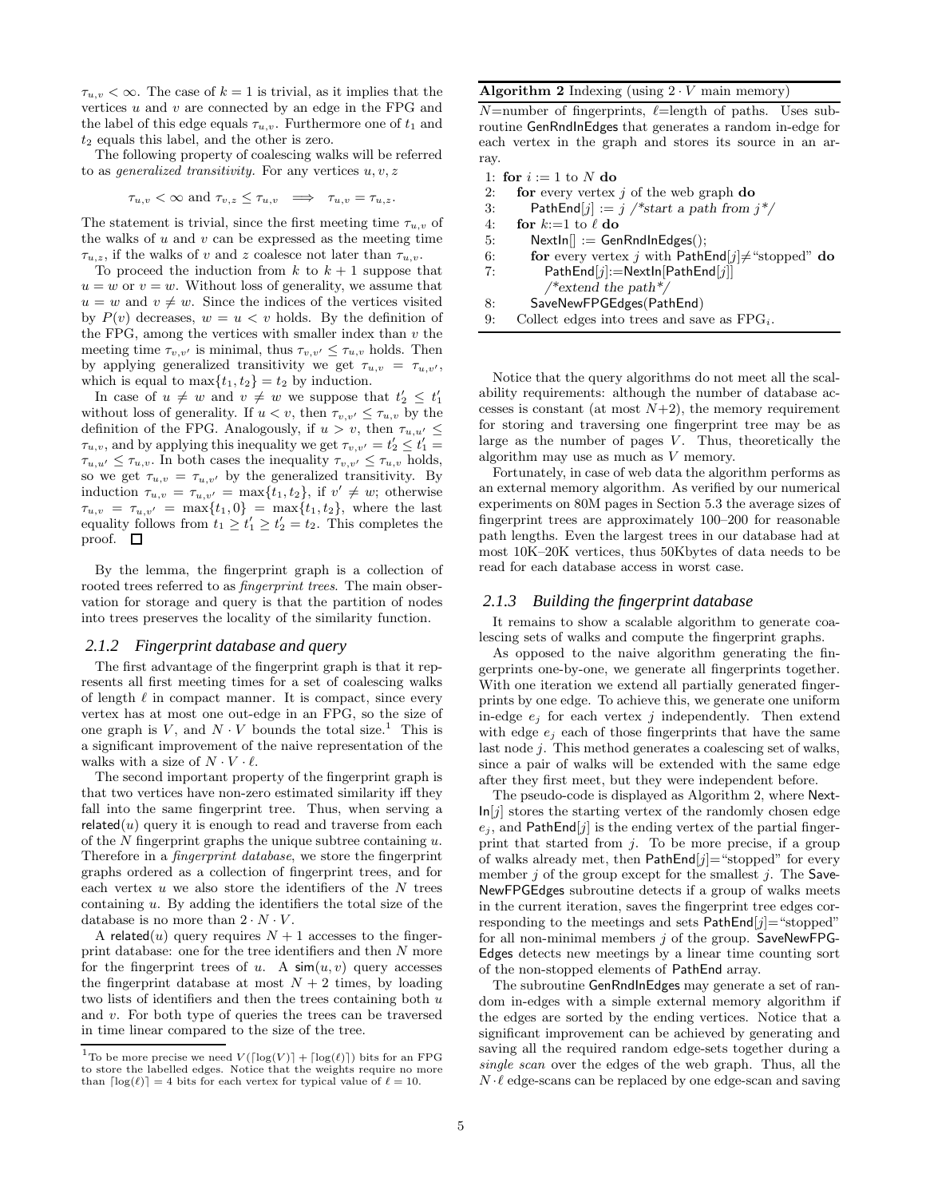$\tau_{u,v} < \infty$. The case of $k = 1$ is trivial, as it implies that the vertices $u$ and $v$ are connected by an edge in the FPG and the label of this edge equals $\tau_{u,v}$. Furthermore one of $t_1$ and $t_2$ equals this label, and the other is zero.

The following property of coalescing walks will be referred to as *generalized transitivity.* For any vertices $u, v, z$

$$\tau_{u,v} < \infty \text{ and } \tau_{v,z} \leq \tau_{u,v} \implies \tau_{u,v} = \tau_{u,z}.$$

The statement is trivial, since the first meeting time $\tau_{u,v}$ of the walks of $u$ and $v$ can be expressed as the meeting time $\tau_{u,z}$, if the walks of $v$ and $z$ coalesce not later than $\tau_{u,v}$.

To proceed the induction from $k$ to $k+1$ suppose that $u = w$ or $v = w$. Without loss of generality, we assume that $u = w$ and $v \neq w$. Since the indices of the vertices visited by $P(v)$ decreases, $w = u < v$ holds. By the definition of the FPG, among the vertices with smaller index than $v$ the meeting time $\tau_{v,v'}$ is minimal, thus $\tau_{v,v'} \leq \tau_{u,v}$ holds. Then by applying generalized transitivity we get $\tau_{u,v} = \tau_{u,v'}$, which is equal to $\max\{t_1, t_2\} = t_2$ by induction.

In case of $u \neq w$ and $v \neq w$ we suppose that $t'_2 \leq t'_1$ without loss of generality. If $u < v$, then $\tau_{v,v'} \leq \tau_{u,v}$ by the definition of the FPG. Analogously, if $u > v$, then $\tau_{u,u'} \leq \tau_{u,v}$, and by applying this inequality we get $\tau_{v,v'} = t'_2 \leq t'_1 = \tau_{u,u'} \leq \tau_{u,v}$. In both cases the inequality $\tau_{v,v'} \leq \tau_{u,v}$ holds, so we get $\tau_{u,v} = \tau_{u,v'}$ by the generalized transitivity. By induction $\tau_{u,v} = \tau_{u,v'} = \max\{t_1, t_2\}$, if $v' \neq w$; otherwise $\tau_{u,v} = \tau_{u,v'} = \max\{t_1, 0\} = \max\{t_1, t_2\}$, where the last equality follows from $t_1 \geq t'_1 \geq t'_2 = t_2$. This completes the proof. □

By the lemma, the fingerprint graph is a collection of rooted trees referred to as *fingerprint trees*. The main observation for storage and query is that the partition of nodes into trees preserves the locality of the similarity function.

### 2.1.2 Fingerprint database and query

The first advantage of the fingerprint graph is that it represents all first meeting times for a set of coalescing walks of length $\ell$ in compact manner. It is compact, since every vertex has at most one out-edge in an FPG, so the size of one graph is $V$, and $N \cdot V$ bounds the total size.[1] This is a significant improvement of the naive representation of the walks with a size of $N \cdot V \cdot \ell$.

The second important property of the fingerprint graph is that two vertices have non-zero estimated similarity iff they fall into the same fingerprint tree. Thus, when serving a related$(u)$ query it is enough to read and traverse from each of the $N$ fingerprint graphs the unique subtree containing $u$. Therefore in a *fingerprint database*, we store the fingerprint graphs ordered as a collection of fingerprint trees, and for each vertex $u$ we also store the identifiers of the $N$ trees containing $u$. By adding the identifiers the total size of the database is no more than $2 \cdot N \cdot V$.

A related$(u)$ query requires $N+1$ accesses to the fingerprint database: one for the tree identifiers and then $N$ more for the fingerprint trees of $u$. A sim$(u, v)$ query accesses the fingerprint database at most $N + 2$ times, by loading two lists of identifiers and then the trees containing both $u$ and $v$. For both type of queries the trees can be traversed in time linear compared to the size of the tree.

[1] To be more precise we need $V(\lceil \log(V) \rceil + \lceil \log(\ell) \rceil)$ bits for an FPG to store the labelled edges. Notice that the weights require no more than $\lceil \log(\ell) \rceil = 4$ bits for each vertex for typical value of $\ell = 10$.

**Algorithm 2** Indexing (using $2 \cdot V$ main memory)

$N$=number of fingerprints, $\ell$=length of paths. Uses subroutine GenRndInEdges that generates a random in-edge for each vertex in the graph and stores its source in an array.

```
1: for i := 1 to N do
2:   for every vertex j of the web graph do
3:     PathEnd[j] := j /*start a path from j*/
4:   for k:=1 to ℓ do
5:     NextIn[] := GenRndInEdges();
6:     for every vertex j with PathEnd[j]≠"stopped" do
7:       PathEnd[j]:=NextIn[PathEnd[j]]
         /*extend the path*/
8:     SaveNewFPGEdges(PathEnd)
9:   Collect edges into trees and save as FPG_i.
```

Notice that the query algorithms do not meet all the scalability requirements: although the number of database accesses is constant (at most $N+2$), the memory requirement for storing and traversing one fingerprint tree may be as large as the number of pages $V$. Thus, theoretically the algorithm may use as much as $V$ memory.

Fortunately, in case of web data the algorithm performs as an external memory algorithm. As verified by our numerical experiments on 80M pages in Section 5.3 the average sizes of fingerprint trees are approximately 100–200 for reasonable path lengths. Even the largest trees in our database had at most 10K–20K vertices, thus 50Kbytes of data needs to be read for each database access in worst case.

### 2.1.3 Building the fingerprint database

It remains to show a scalable algorithm to generate coalescing sets of walks and compute the fingerprint graphs.

As opposed to the naive algorithm generating the fingerprints one-by-one, we generate all fingerprints together. With one iteration we extend all partially generated fingerprints by one edge. To achieve this, we generate one uniform in-edge $e_j$ for each vertex $j$ independently. Then extend with edge $e_j$ each of those fingerprints that have the same last node $j$. This method generates a coalescing set of walks, since a pair of walks will be extended with the same edge after they first meet, but they were independent before.

The pseudo-code is displayed as Algorithm 2, where NextIn$[j]$ stores the starting vertex of the randomly chosen edge $e_j$, and PathEnd$[j]$ is the ending vertex of the partial fingerprint that started from $j$. To be more precise, if a group of walks already met, then PathEnd$[j]$="stopped" for every member $j$ of the group except for the smallest $j$. The SaveNewFPGEdges subroutine detects if a group of walks meets in the current iteration, saves the fingerprint tree edges corresponding to the meetings and sets PathEnd$[j]$="stopped" for all non-minimal members $j$ of the group. SaveNewFPGEdges detects new meetings by a linear time counting sort of the non-stopped elements of PathEnd array.

The subroutine GenRndInEdges may generate a set of random in-edges with a simple external memory algorithm if the edges are sorted by the ending vertices. Notice that a significant improvement can be achieved by generating and saving all the required random edge-sets together during a *single scan* over the edges of the web graph. Thus, all the $N \cdot \ell$ edge-scans can be replaced by one edge-scan and saving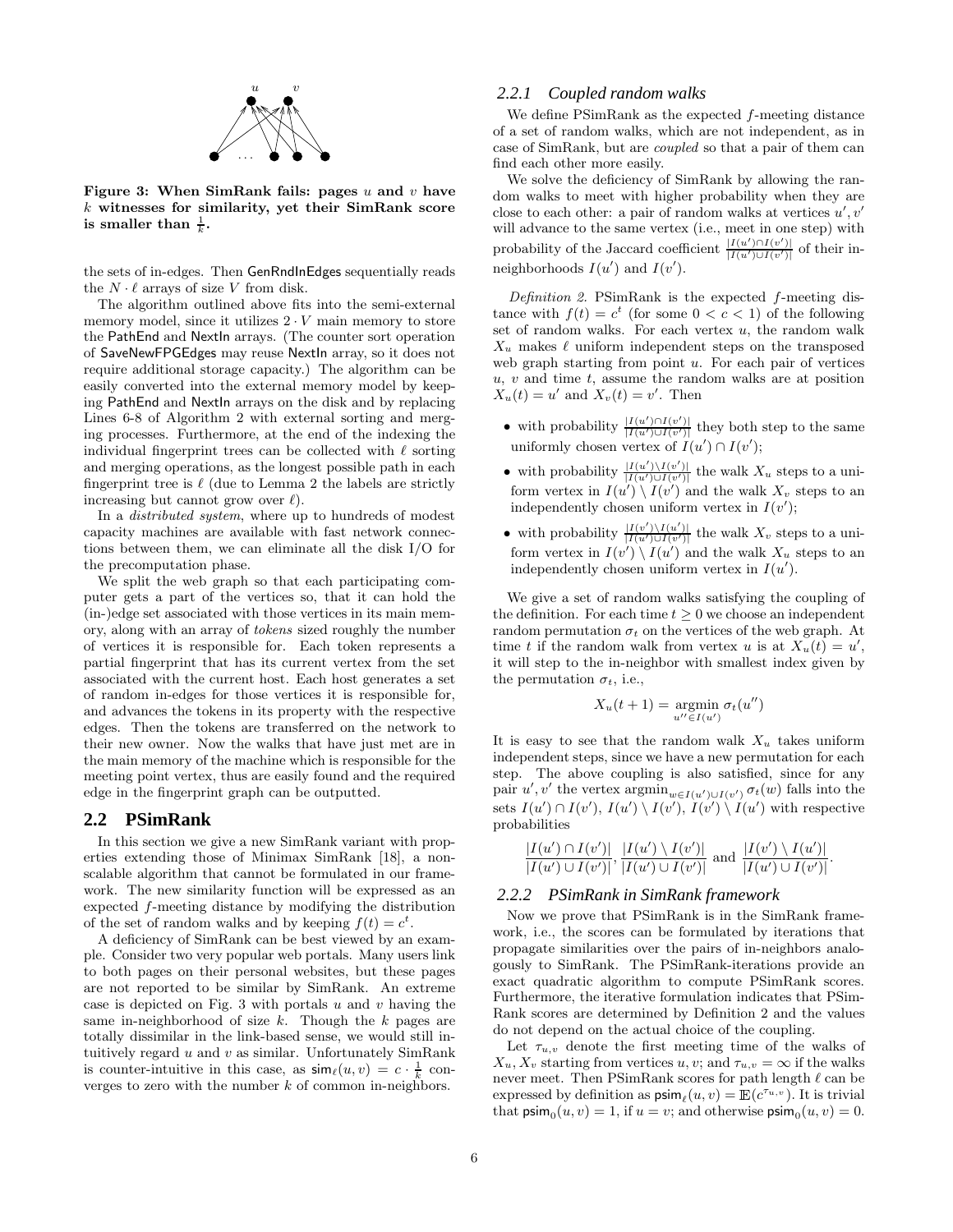Figure 3: When SimRank fails: pages $u$ and $v$ have $k$ witnesses for similarity, yet their SimRank score is smaller than $\frac{1}{k}$.

the sets of in-edges. Then GenRndInEdges sequentially reads the $N \cdot \ell$ arrays of size $V$ from disk.

The algorithm outlined above fits into the semi-external memory model, since it utilizes $2 \cdot V$ main memory to store the PathEnd and NextIn arrays. (The counter sort operation of SaveNewFPGEdges may reuse NextIn array, so it does not require additional storage capacity.) The algorithm can be easily converted into the external memory model by keeping PathEnd and NextIn arrays on the disk and by replacing Lines 6-8 of Algorithm 2 with external sorting and merging processes. Furthermore, at the end of the indexing the individual fingerprint trees can be collected with $\ell$ sorting and merging operations, as the longest possible path in each fingerprint tree is $\ell$ (due to Lemma 2 the labels are strictly increasing but cannot grow over $\ell$).

In a *distributed system*, where up to hundreds of modest capacity machines are available with fast network connections between them, we can eliminate all the disk I/O for the precomputation phase.

We split the web graph so that each participating computer gets a part of the vertices so, that it can hold the (in-)edge set associated with those vertices in its main memory, along with an array of *tokens* sized roughly the number of vertices it is responsible for. Each token represents a partial fingerprint that has its current vertex from the set associated with the current host. Each host generates a set of random in-edges for those vertices it is responsible for, and advances the tokens in its property with the respective edges. Then the tokens are transferred on the network to their new owner. Now the walks that have just met are in the main memory of the machine which is responsible for the meeting point vertex, thus are easily found and the required edge in the fingerprint graph can be outputted.

## 2.2 PSimRank

In this section we give a new SimRank variant with properties extending those of Minimax SimRank [18], a non-scalable algorithm that cannot be formulated in our framework. The new similarity function will be expressed as an expected $f$-meeting distance by modifying the distribution of the set of random walks and by keeping $f(t) = c^t$.

A deficiency of SimRank can be best viewed by an example. Consider two very popular web portals. Many users link to both pages on their personal websites, but these pages are not reported to be similar by SimRank. An extreme case is depicted on Fig. 3 with portals $u$ and $v$ having the same in-neighborhood of size $k$. Though the $k$ pages are totally dissimilar in the link-based sense, we would still intuitively regard $u$ and $v$ as similar. Unfortunately SimRank is counter-intuitive in this case, as $\mathsf{sim}_\ell(u, v) = c \cdot \frac{1}{k}$ converges to zero with the number $k$ of common in-neighbors.

### 2.2.1 Coupled random walks

We define PSimRank as the expected $f$-meeting distance of a set of random walks, which are not independent, as in case of SimRank, but are *coupled* so that a pair of them can find each other more easily.

We solve the deficiency of SimRank by allowing the random walks to meet with higher probability when they are close to each other: a pair of random walks at vertices $u', v'$ will advance to the same vertex (i.e., meet in one step) with probability of the Jaccard coefficient $\frac{|I(u') \cap I(v')|}{|I(u') \cup I(v')|}$ of their in-neighborhoods $I(u')$ and $I(v')$.

*Definition 2.* PSimRank is the expected $f$-meeting distance with $f(t) = c^t$ (for some $0 < c < 1$) of the following set of random walks. For each vertex $u$, the random walk $X_u$ makes $\ell$ uniform independent steps on the transposed web graph starting from point $u$. For each pair of vertices $u$, $v$ and time $t$, assume the random walks are at position $X_u(t) = u'$ and $X_v(t) = v'$. Then

- with probability $\frac{|I(u') \cap I(v')|}{|I(u') \cup I(v')|}$ they both step to the same uniformly chosen vertex of $I(u') \cap I(v')$;
- with probability $\frac{|I(u') \setminus I(v')|}{|I(u') \cup I(v')|}$ the walk $X_u$ steps to a uniform vertex in $I(u') \setminus I(v')$ and the walk $X_v$ steps to an independently chosen uniform vertex in $I(v')$;
- with probability $\frac{|I(v') \setminus I(u')|}{|I(u') \cup I(v')|}$ the walk $X_v$ steps to a uniform vertex in $I(v') \setminus I(u')$ and the walk $X_u$ steps to an independently chosen uniform vertex in $I(u')$.

We give a set of random walks satisfying the coupling of the definition. For each time $t \geq 0$ we choose an independent random permutation $\sigma_t$ on the vertices of the web graph. At time $t$ if the random walk from vertex $u$ is at $X_u(t) = u'$, it will step to the in-neighbor with smallest index given by the permutation $\sigma_t$, i.e.,

$$X_u(t+1) = \operatorname*{argmin}_{u'' \in I(u')} \sigma_t(u'')$$

It is easy to see that the random walk $X_u$ takes uniform independent steps, since we have a new permutation for each step. The above coupling is also satisfied, since for any pair $u', v'$ the vertex $\operatorname{argmin}_{w \in I(u') \cup I(v')} \sigma_t(w)$ falls into the sets $I(u') \cap I(v')$, $I(u') \setminus I(v')$, $I(v') \setminus I(u')$ with respective probabilities

$$\frac{|I(u') \cap I(v')|}{|I(u') \cup I(v')|}, \frac{|I(u') \setminus I(v')|}{|I(u') \cup I(v')|} \text{ and } \frac{|I(v') \setminus I(u')|}{|I(u') \cup I(v')|}.$$

### 2.2.2 PSimRank in SimRank framework

Now we prove that PSimRank is in the SimRank framework, i.e., the scores can be formulated by iterations that propagate similarities over the pairs of in-neighbors analogously to SimRank. The PSimRank-iterations provide an exact quadratic algorithm to compute PSimRank scores. Furthermore, the iterative formulation indicates that PSimRank scores are determined by Definition 2 and the values do not depend on the actual choice of the coupling.

Let $\tau_{u,v}$ denote the first meeting time of the walks of $X_u, X_v$ starting from vertices $u, v$; and $\tau_{u,v} = \infty$ if the walks never meet. Then PSimRank scores for path length $\ell$ can be expressed by definition as $\mathsf{psim}_\ell(u, v) = \mathbb{E}(c^{\tau_{u,v}})$. It is trivial that $\mathsf{psim}_0(u, v) = 1$, if $u = v$; and otherwise $\mathsf{psim}_0(u, v) = 0$.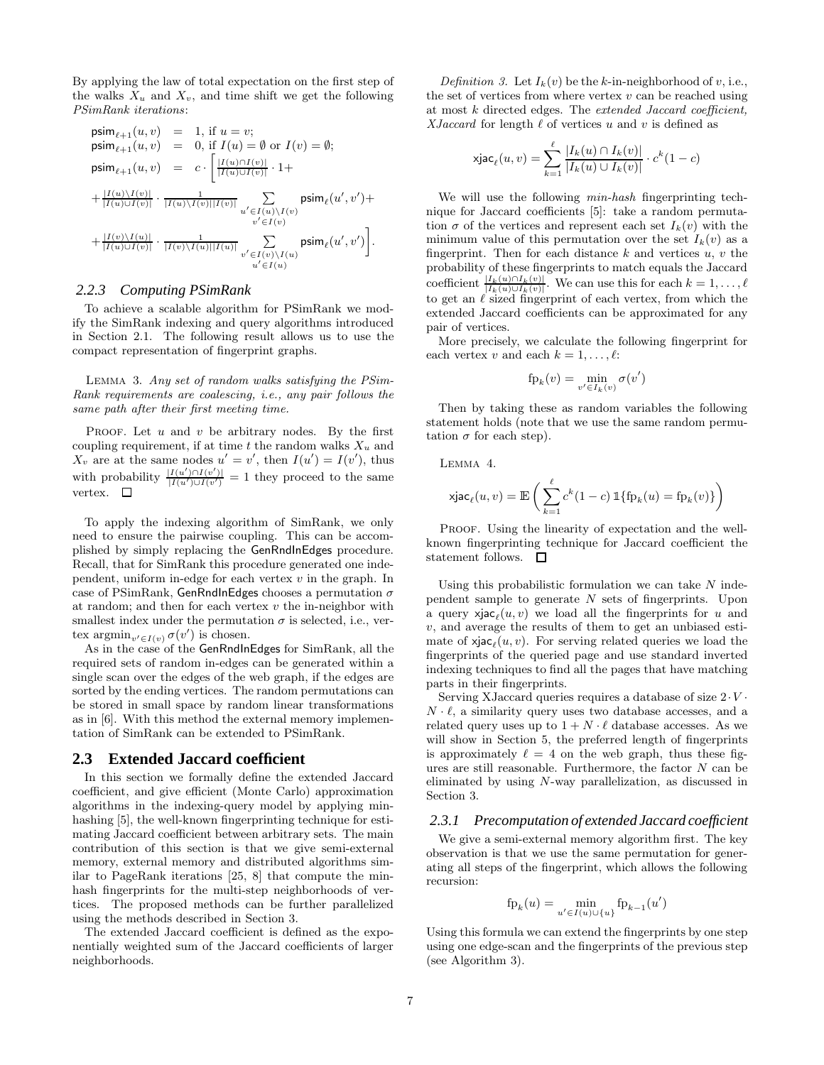By applying the law of total expectation on the first step of the walks $X_u$ and $X_v$, and time shift we get the following *PSimRank iterations*:

$$
\begin{aligned}
\mathsf{psim}_{\ell+1}(u,v) &= 1, \text{ if } u = v; \\
\mathsf{psim}_{\ell+1}(u,v) &= 0, \text{ if } I(u) = \emptyset \text{ or } I(v) = \emptyset; \\
\mathsf{psim}_{\ell+1}(u,v) &= c \cdot \Bigg[ \frac{|I(u)\cap I(v)|}{|I(u)\cup I(v)|} \cdot 1 + \\
&+ \frac{|I(u)\setminus I(v)|}{|I(u)\cup I(v)|} \cdot \frac{1}{|I(u)\setminus I(v)||I(v)|} \sum_{\substack{u' \in I(u)\setminus I(v)\\ v' \in I(v)}} \mathsf{psim}_\ell(u',v') + \\
&+ \frac{|I(v)\setminus I(u)|}{|I(u)\cup I(v)|} \cdot \frac{1}{|I(v)\setminus I(u)||I(u)|} \sum_{\substack{v' \in I(v)\setminus I(u)\\ u' \in I(u)}} \mathsf{psim}_\ell(u',v') \Bigg].
\end{aligned}
$$

### 2.2.3 Computing PSimRank

To achieve a scalable algorithm for PSimRank we modify the SimRank indexing and query algorithms introduced in Section 2.1. The following result allows us to use the compact representation of fingerprint graphs.

Lemma 3. *Any set of random walks satisfying the PSimRank requirements are coalescing, i.e., any pair follows the same path after their first meeting time.*

Proof. Let $u$ and $v$ be arbitrary nodes. By the first coupling requirement, if at time $t$ the random walks $X_u$ and $X_v$ are at the same nodes $u' = v'$, then $I(u') = I(v')$, thus with probability $\frac{|I(u')\cap I(v')|}{|I(u')\cup I(v')|} = 1$ they proceed to the same vertex. □

To apply the indexing algorithm of SimRank, we only need to ensure the pairwise coupling. This can be accomplished by simply replacing the GenRndInEdges procedure. Recall, that for SimRank this procedure generated one independent, uniform in-edge for each vertex $v$ in the graph. In case of PSimRank, GenRndInEdges chooses a permutation $\sigma$ at random; and then for each vertex $v$ the in-neighbor with smallest index under the permutation $\sigma$ is selected, i.e., vertex $\mathrm{argmin}_{v' \in I(v)} \sigma(v')$ is chosen.

As in the case of the GenRndInEdges for SimRank, all the required sets of random in-edges can be generated within a single scan over the edges of the web graph, if the edges are sorted by the ending vertices. The random permutations can be stored in small space by random linear transformations as in [6]. With this method the external memory implementation of SimRank can be extended to PSimRank.

## 2.3 Extended Jaccard coefficient

In this section we formally define the extended Jaccard coefficient, and give efficient (Monte Carlo) approximation algorithms in the indexing-query model by applying min-hashing [5], the well-known fingerprinting technique for estimating Jaccard coefficient between arbitrary sets. The main contribution of this section is that we give semi-external memory, external memory and distributed algorithms similar to PageRank iterations [25, 8] that compute the min-hash fingerprints for the multi-step neighborhoods of vertices. The proposed methods can be further parallelized using the methods described in Section 3.

The extended Jaccard coefficient is defined as the exponentially weighted sum of the Jaccard coefficients of larger neighborhoods.

*Definition 3.* Let $I_k(v)$ be the $k$-in-neighborhood of $v$, i.e., the set of vertices from where vertex $v$ can be reached using at most $k$ directed edges. The *extended Jaccard coefficient, XJaccard* for length $\ell$ of vertices $u$ and $v$ is defined as

$$\mathsf{xjac}_\ell(u,v) = \sum_{k=1}^{\ell} \frac{|I_k(u) \cap I_k(v)|}{|I_k(u) \cup I_k(v)|} \cdot c^k(1-c)$$

We will use the following *min-hash* fingerprinting technique for Jaccard coefficients [5]: take a random permutation $\sigma$ of the vertices and represent each set $I_k(v)$ with the minimum value of this permutation over the set $I_k(v)$ as a fingerprint. Then for each distance $k$ and vertices $u$, $v$ the probability of these fingerprints to match equals the Jaccard coefficient $\frac{|I_k(u)\cap I_k(v)|}{|I_k(u)\cup I_k(v)|}$. We can use this for each $k = 1, \ldots, \ell$ to get an $\ell$ sized fingerprint of each vertex, from which the extended Jaccard coefficients can be approximated for any pair of vertices.

More precisely, we calculate the following fingerprint for each vertex $v$ and each $k = 1, \ldots, \ell$:

$$\mathrm{fp}_k(v) = \min_{v' \in I_k(v)} \sigma(v')$$

Then by taking these as random variables the following statement holds (note that we use the same random permutation $\sigma$ for each step).

Lemma 4.

$$\mathsf{xjac}_\ell(u,v) = \mathbb{E}\left( \sum_{k=1}^{\ell} c^k(1-c)\, \mathbb{1}\{\mathrm{fp}_k(u) = \mathrm{fp}_k(v)\} \right)$$

Proof. Using the linearity of expectation and the well-known fingerprinting technique for Jaccard coefficient the statement follows. □

Using this probabilistic formulation we can take $N$ independent sample to generate $N$ sets of fingerprints. Upon a query $\mathsf{xjac}_\ell(u,v)$ we load all the fingerprints for $u$ and $v$, and average the results of them to get an unbiased estimate of $\mathsf{xjac}_\ell(u,v)$. For serving related queries we load the fingerprints of the queried page and use standard inverted indexing techniques to find all the pages that have matching parts in their fingerprints.

Serving XJaccard queries requires a database of size $2 \cdot V \cdot N \cdot \ell$, a similarity query uses two database accesses, and a related query uses up to $1 + N \cdot \ell$ database accesses. As we will show in Section 5, the preferred length of fingerprints is approximately $\ell = 4$ on the web graph, thus these figures are still reasonable. Furthermore, the factor $N$ can be eliminated by using $N$-way parallelization, as discussed in Section 3.

### 2.3.1 Precomputation of extended Jaccard coefficient

We give a semi-external memory algorithm first. The key observation is that we use the same permutation for generating all steps of the fingerprint, which allows the following recursion:

$$\mathrm{fp}_k(u) = \min_{u' \in I(u) \cup \{u\}} \mathrm{fp}_{k-1}(u')$$

Using this formula we can extend the fingerprints by one step using one edge-scan and the fingerprints of the previous step (see Algorithm 3).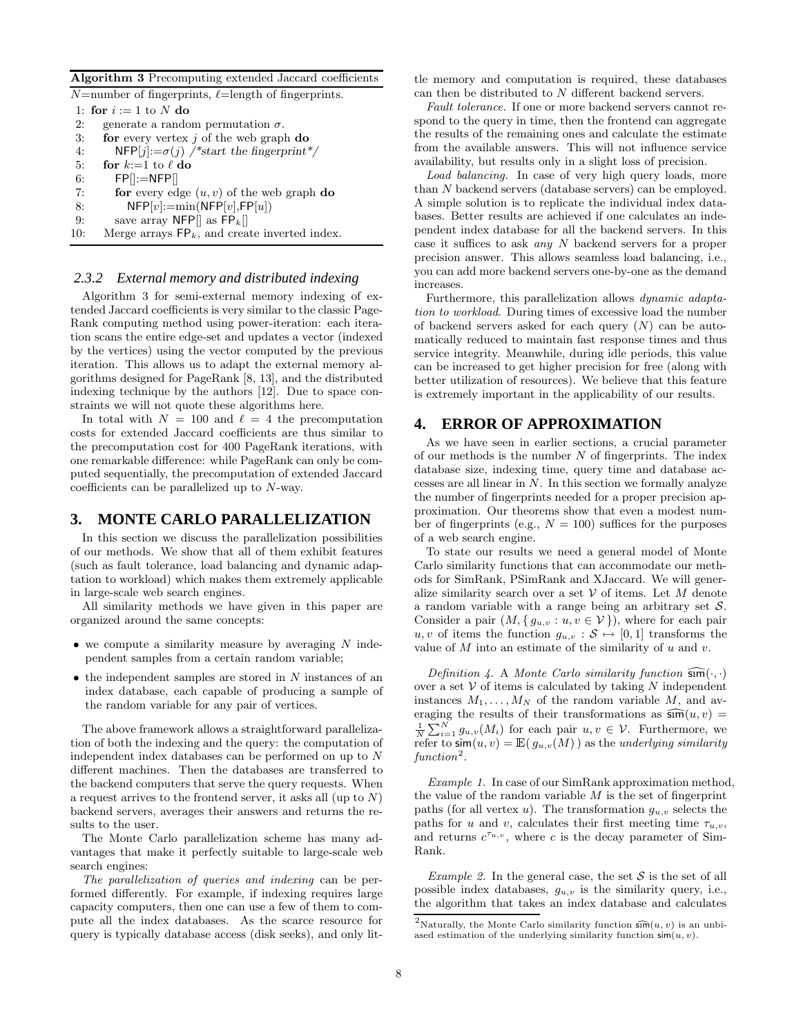**Algorithm 3** Precomputing extended Jaccard coefficients

$N$=number of fingerprints, $\ell$=length of fingerprints.

```
1:  for i := 1 to N do
2:    generate a random permutation σ.
3:    for every vertex j of the web graph do
4:      NFP[j]:=σ(j) /*start the fingerprint*/
5:    for k:=1 to ℓ do
6:      FP[]:=NFP[]
7:      for every edge (u, v) of the web graph do
8:        NFP[v]:=min(NFP[v],FP[u])
9:      save array NFP[] as FP_k[]
10:   Merge arrays FP_k, and create inverted index.
```

### 2.3.2 External memory and distributed indexing

Algorithm 3 for semi-external memory indexing of extended Jaccard coefficients is very similar to the classic PageRank computing method using power-iteration: each iteration scans the entire edge-set and updates a vector (indexed by the vertices) using the vector computed by the previous iteration. This allows us to adapt the external memory algorithms designed for PageRank [8, 13], and the distributed indexing technique by the authors [12]. Due to space constraints we will not quote these algorithms here.

In total with $N = 100$ and $\ell = 4$ the precomputation costs for extended Jaccard coefficients are thus similar to the precomputation cost for 400 PageRank iterations, with one remarkable difference: while PageRank can only be computed sequentially, the precomputation of extended Jaccard coefficients can be parallelized up to $N$-way.

## 3. MONTE CARLO PARALLELIZATION

In this section we discuss the parallelization possibilities of our methods. We show that all of them exhibit features (such as fault tolerance, load balancing and dynamic adaptation to workload) which makes them extremely applicable in large-scale web search engines.

All similarity methods we have given in this paper are organized around the same concepts:

- we compute a similarity measure by averaging $N$ independent samples from a certain random variable;
- the independent samples are stored in $N$ instances of an index database, each capable of producing a sample of the random variable for any pair of vertices.

The above framework allows a straightforward parallelization of both the indexing and the query: the computation of independent index databases can be performed on up to $N$ different machines. Then the databases are transferred to the backend computers that serve the query requests. When a request arrives to the frontend server, it asks all (up to $N$) backend servers, averages their answers and returns the results to the user.

The Monte Carlo parallelization scheme has many advantages that make it perfectly suitable to large-scale web search engines:

*The parallelization of queries and indexing* can be performed differently. For example, if indexing requires large capacity computers, then one can use a few of them to compute all the index databases. As the scarce resource for query is typically database access (disk seeks), and only little memory and computation is required, these databases can then be distributed to $N$ different backend servers.

*Fault tolerance.* If one or more backend servers cannot respond to the query in time, then the frontend can aggregate the results of the remaining ones and calculate the estimate from the available answers. This will not influence service availability, but results only in a slight loss of precision.

*Load balancing.* In case of very high query loads, more than $N$ backend servers (database servers) can be employed. A simple solution is to replicate the individual index databases. Better results are achieved if one calculates an independent index database for all the backend servers. In this case it suffices to ask *any* $N$ backend servers for a proper precision answer. This allows seamless load balancing, i.e., you can add more backend servers one-by-one as the demand increases.

Furthermore, this parallelization allows *dynamic adaptation to workload*. During times of excessive load the number of backend servers asked for each query ($N$) can be automatically reduced to maintain fast response times and thus service integrity. Meanwhile, during idle periods, this value can be increased to get higher precision for free (along with better utilization of resources). We believe that this feature is extremely important in the applicability of our results.

## 4. ERROR OF APPROXIMATION

As we have seen in earlier sections, a crucial parameter of our methods is the number $N$ of fingerprints. The index database size, indexing time, query time and database accesses are all linear in $N$. In this section we formally analyze the number of fingerprints needed for a proper precision approximation. Our theorems show that even a modest number of fingerprints (e.g., $N = 100$) suffices for the purposes of a web search engine.

To state our results we need a general model of Monte Carlo similarity functions that can accommodate our methods for SimRank, PSimRank and XJaccard. We will generalize similarity search over a set $\mathcal{V}$ of items. Let $M$ denote a random variable with a range being an arbitrary set $\mathcal{S}$. Consider a pair $(M, \{\, g_{u,v} : u, v \in \mathcal{V}\,\})$, where for each pair $u, v$ of items the function $g_{u,v} : \mathcal{S} \mapsto [0, 1]$ transforms the value of $M$ into an estimate of the similarity of $u$ and $v$.

*Definition 4.* A *Monte Carlo similarity function* $\widehat{\mathsf{sim}}(\cdot, \cdot)$ over a set $\mathcal{V}$ of items is calculated by taking $N$ independent instances $M_1, \ldots, M_N$ of the random variable $M$, and averaging the results of their transformations as $\widehat{\mathsf{sim}}(u, v) = \frac{1}{N}\sum_{i=1}^{N} g_{u,v}(M_i)$ for each pair $u, v \in \mathcal{V}$. Furthermore, we refer to $\mathsf{sim}(u, v) = \mathbb{E}(\, g_{u,v}(M)\,)$ as the *underlying similarity function*[2].

*Example 1.* In case of our SimRank approximation method, the value of the random variable $M$ is the set of fingerprint paths (for all vertex $u$). The transformation $g_{u,v}$ selects the paths for $u$ and $v$, calculates their first meeting time $\tau_{u,v}$, and returns $c^{\tau_{u,v}}$, where $c$ is the decay parameter of SimRank.

*Example 2.* In the general case, the set $\mathcal{S}$ is the set of all possible index databases, $g_{u,v}$ is the similarity query, i.e., the algorithm that takes an index database and calculates

[2] Naturally, the Monte Carlo similarity function $\widehat{\mathsf{sim}}(u, v)$ is an unbiased estimation of the underlying similarity function $\mathsf{sim}(u, v)$.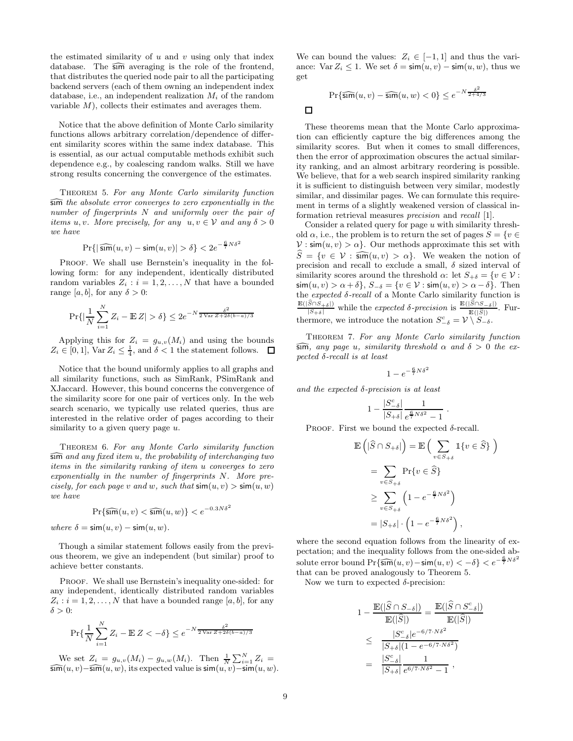the estimated similarity of $u$ and $v$ using only that index database. The $\widehat{\mathsf{sim}}$ averaging is the role of the frontend, that distributes the queried node pair to all the participating backend servers (each of them owning an independent index database, i.e., an independent realization $M_i$ of the random variable $M$), collects their estimates and averages them.

Notice that the above definition of Monte Carlo similarity functions allows arbitrary correlation/dependence of different similarity scores within the same index database. This is essential, as our actual computable methods exhibit such dependence e.g., by coalescing random walks. Still we have strong results concerning the convergence of the estimates.

**Theorem 5.** *For any Monte Carlo similarity function $\widehat{\mathsf{sim}}$ the absolute error converges to zero exponentially in the number of fingerprints $N$ and uniformly over the pair of items $u, v$. More precisely, for any $u, v \in \mathcal{V}$ and any $\delta > 0$ we have*

$$\Pr\{|\widehat{\mathsf{sim}}(u,v) - \mathsf{sim}(u,v)| > \delta\} < 2e^{-\frac{6}{7}N\delta^2}$$

Proof. We shall use Bernstein's inequality in the following form: for any independent, identically distributed random variables $Z_i : i = 1, 2, \ldots, N$ that have a bounded range $[a, b]$, for any $\delta > 0$:

$$\Pr\{|\frac{1}{N}\sum_{i=1}^{N} Z_i - \mathbb{E}\, Z| > \delta\} \le 2e^{-N\frac{\delta^2}{2\operatorname{Var} Z + 2\delta(b-a)/3}}$$

Applying this for $Z_i = g_{u,v}(M_i)$ and using the bounds $Z_i \in [0, 1]$, $\operatorname{Var} Z_i \le \frac{1}{4}$, and $\delta < 1$ the statement follows. □

Notice that the bound uniformly applies to all graphs and all similarity functions, such as SimRank, PSimRank and XJaccard. However, this bound concerns the convergence of the similarity score for one pair of vertices only. In the web search scenario, we typically use related queries, thus are interested in the relative order of pages according to their similarity to a given query page $u$.

**Theorem 6.** *For any Monte Carlo similarity function $\widehat{\mathsf{sim}}$ and any fixed item $u$, the probability of interchanging two items in the similarity ranking of item $u$ converges to zero exponentially in the number of fingerprints $N$. More precisely, for each page $v$ and $w$, such that $\mathsf{sim}(u, v) > \mathsf{sim}(u, w)$ we have*

$$\Pr\{\widehat{\mathsf{sim}}(u,v) < \widehat{\mathsf{sim}}(u,w)\} < e^{-0.3N\delta^2}$$

*where $\delta = \mathsf{sim}(u, v) - \mathsf{sim}(u, w)$.*

Though a similar statement follows easily from the previous theorem, we give an independent (but similar) proof to achieve better constants.

Proof. We shall use Bernstein's inequality one-sided: for any independent, identically distributed random variables $Z_i : i = 1, 2, \ldots, N$ that have a bounded range $[a, b]$, for any $\delta > 0$:

$$\Pr\{\frac{1}{N}\sum_{i=1}^{N} Z_i - \mathbb{E}\, Z < -\delta\} \le e^{-N\frac{\delta^2}{2\operatorname{Var} Z + 2\delta(b-a)/3}}$$

We set $Z_i = g_{u,v}(M_i) - g_{u,w}(M_i)$. Then $\frac{1}{N}\sum_{i=1}^{N} Z_i = \widehat{\mathsf{sim}}(u,v) - \widehat{\mathsf{sim}}(u,w)$, its expected value is $\mathsf{sim}(u,v) - \mathsf{sim}(u,w)$. We can bound the values: $Z_i \in [-1, 1]$ and thus the variance: $\operatorname{Var} Z_i \le 1$. We set $\delta = \mathsf{sim}(u, v) - \mathsf{sim}(u, w)$, thus we get

$$\Pr\{\widehat{\mathsf{sim}}(u,v) - \widehat{\mathsf{sim}}(u,w) < 0\} \le e^{-N\frac{\delta^2}{2+4/3}}$$

□

These theorems mean that the Monte Carlo approximation can efficiently capture the big differences among the similarity scores. But when it comes to small differences, then the error of approximation obscures the actual similarity ranking, and an almost arbitrary reordering is possible. We believe, that for a web search inspired similarity ranking it is sufficient to distinguish between very similar, modestly similar, and dissimilar pages. We can formulate this requirement in terms of a slightly weakened version of classical information retrieval measures *precision* and *recall* [1].

Consider a related query for page $u$ with similarity threshold $\alpha$, i.e., the problem is to return the set of pages $S = \{v \in \mathcal{V} : \mathsf{sim}(u, v) > \alpha\}$. Our methods approximate this set with $\widehat{S} = \{v \in \mathcal{V} : \widehat{\mathsf{sim}}(u, v) > \alpha\}$. We weaken the notion of precision and recall to exclude a small, $\delta$ sized interval of similarity scores around the threshold $\alpha$: let $S_{+\delta} = \{v \in \mathcal{V} : \mathsf{sim}(u, v) > \alpha + \delta\}$, $S_{-\delta} = \{v \in \mathcal{V} : \mathsf{sim}(u, v) > \alpha - \delta\}$. Then the *expected $\delta$-recall* of a Monte Carlo similarity function is $\frac{\mathbb{E}(|\widehat{S} \cap S_{+\delta}|)}{|S_{+\delta}|}$ while the *expected $\delta$-precision* is $\frac{\mathbb{E}(|\widehat{S} \cap S_{-\delta}|)}{\mathbb{E}(|\widehat{S}|)}$. Furthermore, we introduce the notation $S^c_{-\delta} = \mathcal{V} \setminus S_{-\delta}$.

**Theorem 7.** *For any Monte Carlo similarity function $\widehat{\mathsf{sim}}$, any page $u$, similarity threshold $\alpha$ and $\delta > 0$ the expected $\delta$-recall is at least*

$$1 - e^{-\frac{6}{7}N\delta^2}$$

*and the expected $\delta$-precision is at least*

$$1 - \frac{|S^c_{-\delta}|}{|S_{+\delta}|}\frac{1}{e^{\frac{6}{7}N\delta^2} - 1} .$$

Proof. First we bound the expected $\delta$-recall.

$$\begin{aligned}
\mathbb{E}\left(|\widehat{S} \cap S_{+\delta}|\right) &= \mathbb{E}\Big(\sum_{v \in S_{+\delta}} \mathbb{1}\{v \in \widehat{S}\}\Big) \\
&= \sum_{v \in S_{+\delta}} \Pr\{v \in \widehat{S}\} \\
&\ge \sum_{v \in S_{+\delta}} \left(1 - e^{-\frac{6}{7}N\delta^2}\right) \\
&= |S_{+\delta}| \cdot \left(1 - e^{-\frac{6}{7}N\delta^2}\right),
\end{aligned}$$

where the second equation follows from the linearity of expectation; and the inequality follows from the one-sided absolute error bound $\Pr\{\widehat{\mathsf{sim}}(u,v) - \mathsf{sim}(u,v) < -\delta\} < e^{-\frac{6}{7}N\delta^2}$ that can be proved analogously to Theorem 5.

Now we turn to expected $\delta$-precision:

$$\begin{aligned}
1 - \frac{\mathbb{E}(|\widehat{S} \cap S_{-\delta}|)}{\mathbb{E}(|\widehat{S}|)} &= \frac{\mathbb{E}(|\widehat{S} \cap S^c_{-\delta}|)}{\mathbb{E}(|\widehat{S}|)} \\
&\le \frac{|S^c_{-\delta}| e^{-6/7 \cdot N\delta^2}}{|S_{+\delta}|(1 - e^{-6/7 \cdot N\delta^2})} \\
&= \frac{|S^c_{-\delta}|}{|S_{+\delta}|}\frac{1}{e^{6/7 \cdot N\delta^2} - 1},
\end{aligned}$$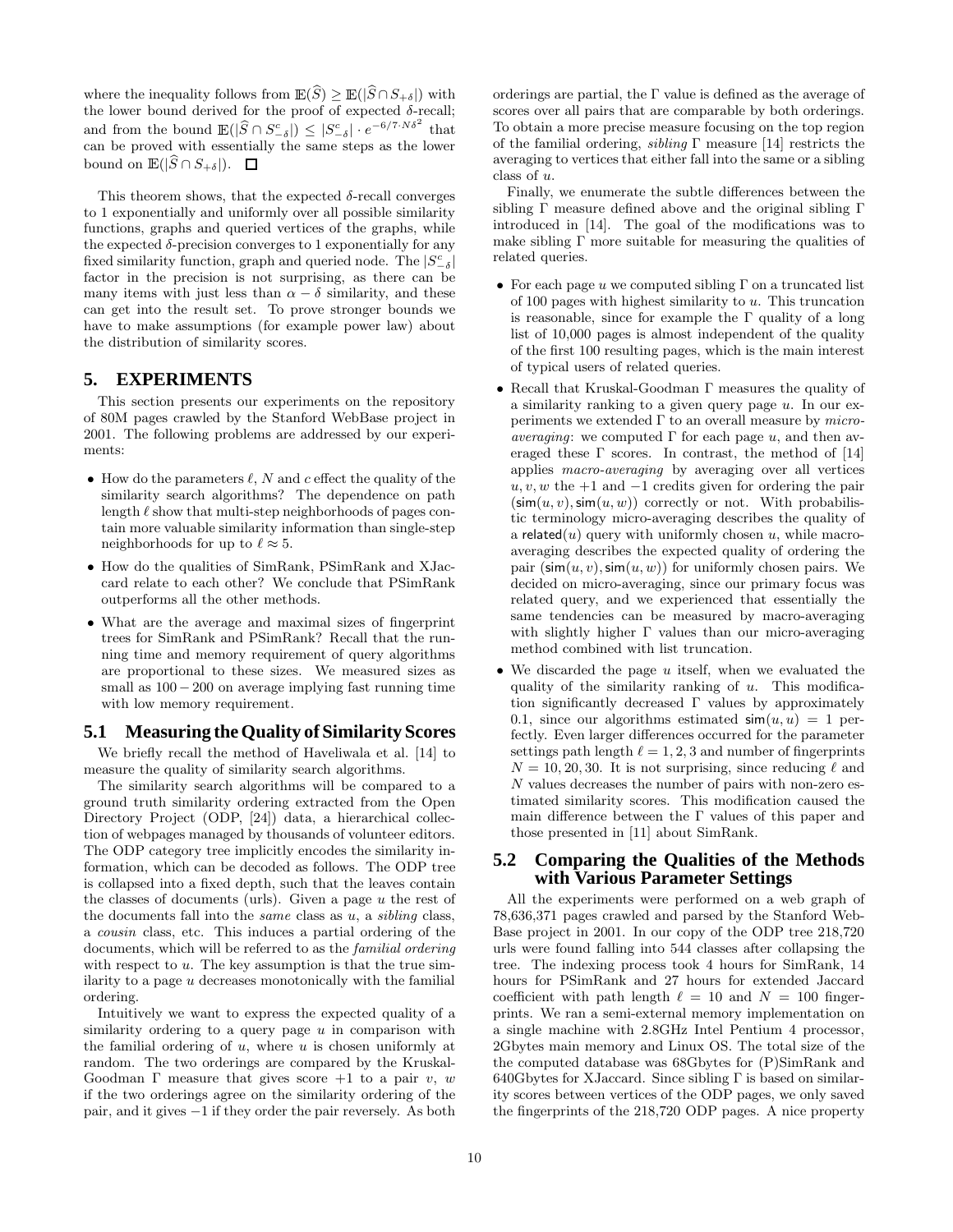where the inequality follows from $\mathbb{E}(\widehat{S}) \geq \mathbb{E}(|\widehat{S} \cap S_{+\delta}|)$ with the lower bound derived for the proof of expected $\delta$-recall; and from the bound $\mathbb{E}(|\widehat{S} \cap S^c_{-\delta}|) \leq |S^c_{-\delta}| \cdot e^{-6/7 \cdot N\delta^2}$ that can be proved with essentially the same steps as the lower bound on $\mathbb{E}(|\widehat{S} \cap S_{+\delta}|)$. $\square$

This theorem shows, that the expected $\delta$-recall converges to 1 exponentially and uniformly over all possible similarity functions, graphs and queried vertices of the graphs, while the expected $\delta$-precision converges to 1 exponentially for any fixed similarity function, graph and queried node. The $|S^c_{-\delta}|$ factor in the precision is not surprising, as there can be many items with just less than $\alpha - \delta$ similarity, and these can get into the result set. To prove stronger bounds we have to make assumptions (for example power law) about the distribution of similarity scores.

## 5. EXPERIMENTS

This section presents our experiments on the repository of 80M pages crawled by the Stanford WebBase project in 2001. The following problems are addressed by our experiments:

- How do the parameters $\ell$, $N$ and $c$ effect the quality of the similarity search algorithms? The dependence on path length $\ell$ show that multi-step neighborhoods of pages contain more valuable similarity information than single-step neighborhoods for up to $\ell \approx 5$.
- How do the qualities of SimRank, PSimRank and XJaccard relate to each other? We conclude that PSimRank outperforms all the other methods.
- What are the average and maximal sizes of fingerprint trees for SimRank and PSimRank? Recall that the running time and memory requirement of query algorithms are proportional to these sizes. We measured sizes as small as $100-200$ on average implying fast running time with low memory requirement.

### 5.1 Measuring the Quality of Similarity Scores

We briefly recall the method of Haveliwala et al. [14] to measure the quality of similarity search algorithms.

The similarity search algorithms will be compared to a ground truth similarity ordering extracted from the Open Directory Project (ODP, [24]) data, a hierarchical collection of webpages managed by thousands of volunteer editors. The ODP category tree implicitly encodes the similarity information, which can be decoded as follows. The ODP tree is collapsed into a fixed depth, such that the leaves contain the classes of documents (urls). Given a page $u$ the rest of the documents fall into the *same* class as $u$, a *sibling* class, a *cousin* class, etc. This induces a partial ordering of the documents, which will be referred to as the *familial ordering* with respect to $u$. The key assumption is that the true similarity to a page $u$ decreases monotonically with the familial ordering.

Intuitively we want to express the expected quality of a similarity ordering to a query page $u$ in comparison with the familial ordering of $u$, where $u$ is chosen uniformly at random. The two orderings are compared by the Kruskal-Goodman $\Gamma$ measure that gives score $+1$ to a pair $v$, $w$ if the two orderings agree on the similarity ordering of the pair, and it gives $-1$ if they order the pair reversely. As both orderings are partial, the $\Gamma$ value is defined as the average of scores over all pairs that are comparable by both orderings. To obtain a more precise measure focusing on the top region of the familial ordering, *sibling* $\Gamma$ measure [14] restricts the averaging to vertices that either fall into the same or a sibling class of $u$.

Finally, we enumerate the subtle differences between the sibling $\Gamma$ measure defined above and the original sibling $\Gamma$ introduced in [14]. The goal of the modifications was to make sibling $\Gamma$ more suitable for measuring the qualities of related queries.

- For each page $u$ we computed sibling $\Gamma$ on a truncated list of 100 pages with highest similarity to $u$. This truncation is reasonable, since for example the $\Gamma$ quality of a long list of 10,000 pages is almost independent of the quality of the first 100 resulting pages, which is the main interest of typical users of related queries.
- Recall that Kruskal-Goodman $\Gamma$ measures the quality of a similarity ranking to a given query page $u$. In our experiments we extended $\Gamma$ to an overall measure by *micro-averaging*: we computed $\Gamma$ for each page $u$, and then averaged these $\Gamma$ scores. In contrast, the method of [14] applies *macro-averaging* by averaging over all vertices $u, v, w$ the $+1$ and $-1$ credits given for ordering the pair $(\mathsf{sim}(u, v), \mathsf{sim}(u, w))$ correctly or not. With probabilistic terminology micro-averaging describes the quality of a $\mathsf{related}(u)$ query with uniformly chosen $u$, while macro-averaging describes the expected quality of ordering the pair $(\mathsf{sim}(u, v), \mathsf{sim}(u, w))$ for uniformly chosen pairs. We decided on micro-averaging, since our primary focus was related query, and we experienced that essentially the same tendencies can be measured by macro-averaging with slightly higher $\Gamma$ values than our micro-averaging method combined with list truncation.
- We discarded the page $u$ itself, when we evaluated the quality of the similarity ranking of $u$. This modification significantly decreased $\Gamma$ values by approximately 0.1, since our algorithms estimated $\mathsf{sim}(u, u) = 1$ perfectly. Even larger differences occurred for the parameter settings path length $\ell = 1, 2, 3$ and number of fingerprints $N = 10, 20, 30$. It is not surprising, since reducing $\ell$ and $N$ values decreases the number of pairs with non-zero estimated similarity scores. This modification caused the main difference between the $\Gamma$ values of this paper and those presented in [11] about SimRank.

### 5.2 Comparing the Qualities of the Methods with Various Parameter Settings

All the experiments were performed on a web graph of 78,636,371 pages crawled and parsed by the Stanford WebBase project in 2001. In our copy of the ODP tree 218,720 urls were found falling into 544 classes after collapsing the tree. The indexing process took 4 hours for SimRank, 14 hours for PSimRank and 27 hours for extended Jaccard coefficient with path length $\ell = 10$ and $N = 100$ fingerprints. We ran a semi-external memory implementation on a single machine with 2.8GHz Intel Pentium 4 processor, 2Gbytes main memory and Linux OS. The total size of the computed database was 68Gbytes for (P)SimRank and 640Gbytes for XJaccard. Since sibling $\Gamma$ is based on similarity scores between vertices of the ODP pages, we only saved the fingerprints of the 218,720 ODP pages. A nice property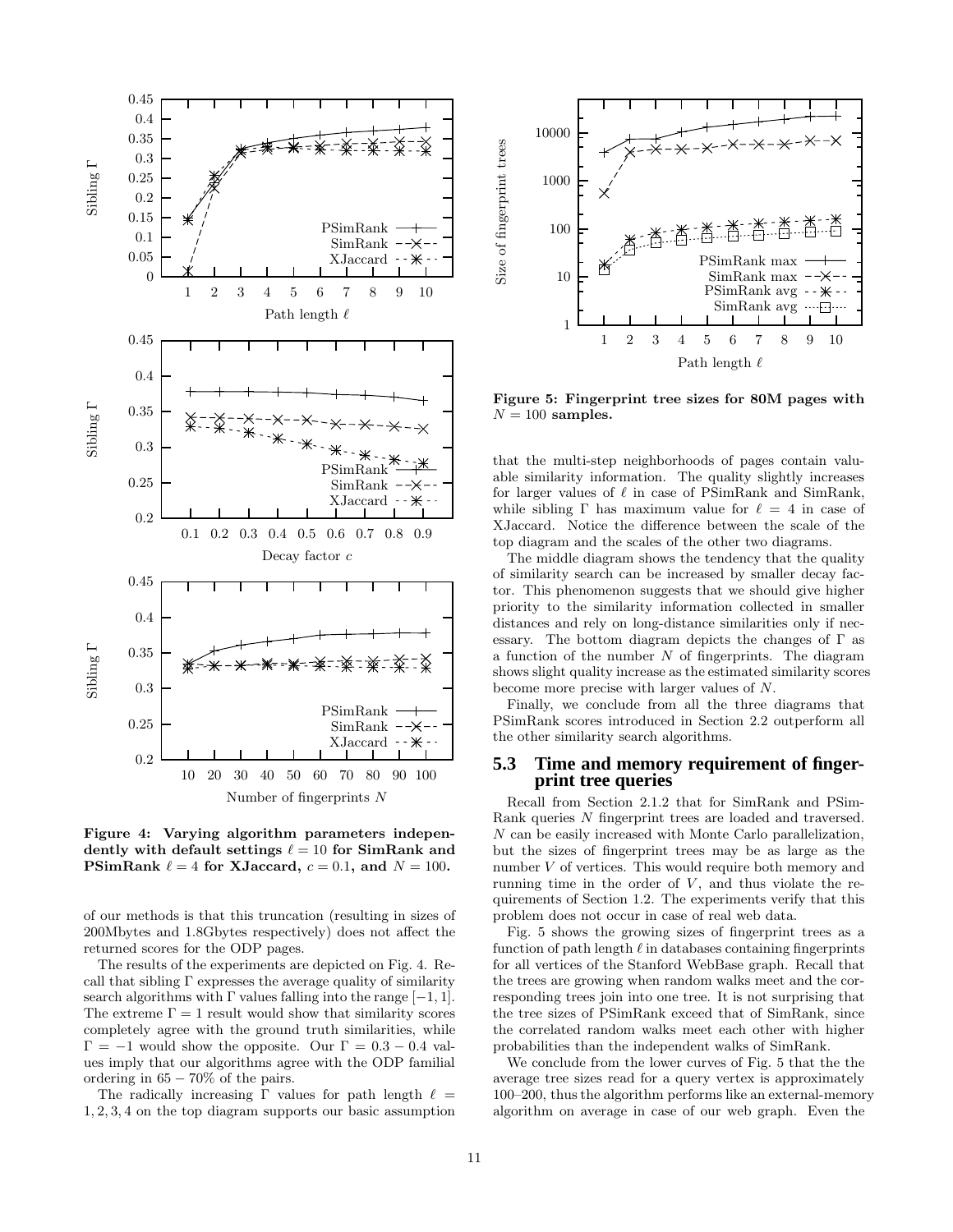Figure 4: Varying algorithm parameters independently with default settings $\ell = 10$ for SimRank and PSimRank $\ell = 4$ for XJaccard, $c = 0.1$, and $N = 100$.

Figure 5: Fingerprint tree sizes for 80M pages with $N = 100$ samples.

of our methods is that this truncation (resulting in sizes of 200Mbytes and 1.8Gbytes respectively) does not affect the returned scores for the ODP pages.

The results of the experiments are depicted on Fig. 4. Recall that sibling Γ expresses the average quality of similarity search algorithms with Γ values falling into the range $[-1, 1]$. The extreme $\Gamma = 1$ result would show that similarity scores completely agree with the ground truth similarities, while $\Gamma = -1$ would show the opposite. Our $\Gamma = 0.3 - 0.4$ values imply that our algorithms agree with the ODP familial ordering in $65 - 70\%$ of the pairs.

The radically increasing Γ values for path length $\ell = 1, 2, 3, 4$ on the top diagram supports our basic assumption that the multi-step neighborhoods of pages contain valuable similarity information. The quality slightly increases for larger values of $\ell$ in case of PSimRank and SimRank, while sibling Γ has maximum value for $\ell = 4$ in case of XJaccard. Notice the difference between the scale of the top diagram and the scales of the other two diagrams.

The middle diagram shows the tendency that the quality of similarity search can be increased by smaller decay factor. This phenomenon suggests that we should give higher priority to the similarity information collected in smaller distances and rely on long-distance similarities only if necessary. The bottom diagram depicts the changes of Γ as a function of the number $N$ of fingerprints. The diagram shows slight quality increase as the estimated similarity scores become more precise with larger values of $N$.

Finally, we conclude from all the three diagrams that PSimRank scores introduced in Section 2.2 outperform all the other similarity search algorithms.

## 5.3 Time and memory requirement of fingerprint tree queries

Recall from Section 2.1.2 that for SimRank and PSimRank queries $N$ fingerprint trees are loaded and traversed. $N$ can be easily increased with Monte Carlo parallelization, but the sizes of fingerprint trees may be as large as the number $V$ of vertices. This would require both memory and running time in the order of $V$, and thus violate the requirements of Section 1.2. The experiments verify that this problem does not occur in case of real web data.

Fig. 5 shows the growing sizes of fingerprint trees as a function of path length $\ell$ in databases containing fingerprints for all vertices of the Stanford WebBase graph. Recall that the trees are growing when random walks meet and the corresponding trees join into one tree. It is not surprising that the tree sizes of PSimRank exceed that of SimRank, since the correlated random walks meet each other with higher probabilities than the independent walks of SimRank.

We conclude from the lower curves of Fig. 5 that the the average tree sizes read for a query vertex is approximately 100–200, thus the algorithm performs like an external-memory algorithm on average in case of our web graph. Even the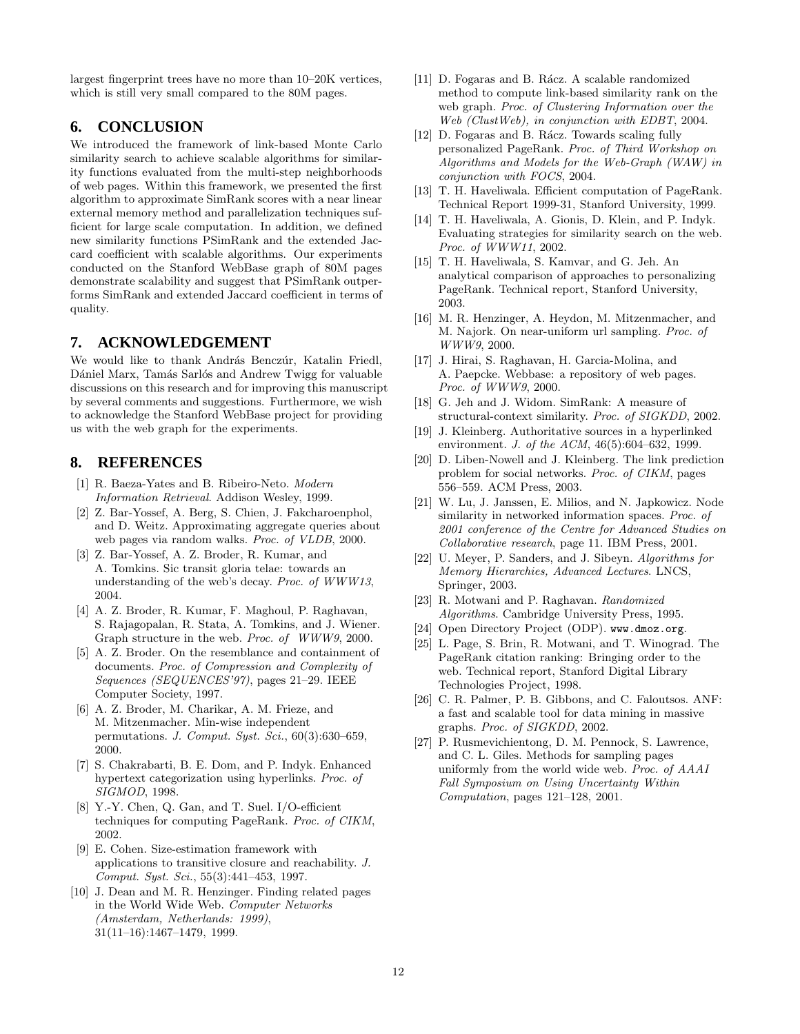largest fingerprint trees have no more than 10–20K vertices, which is still very small compared to the 80M pages.

## 6. CONCLUSION

We introduced the framework of link-based Monte Carlo similarity search to achieve scalable algorithms for similarity functions evaluated from the multi-step neighborhoods of web pages. Within this framework, we presented the first algorithm to approximate SimRank scores with a near linear external memory method and parallelization techniques sufficient for large scale computation. In addition, we defined new similarity functions PSimRank and the extended Jaccard coefficient with scalable algorithms. Our experiments conducted on the Stanford WebBase graph of 80M pages demonstrate scalability and suggest that PSimRank outperforms SimRank and extended Jaccard coefficient in terms of quality.

## 7. ACKNOWLEDGEMENT

We would like to thank András Benczúr, Katalin Friedl, Dániel Marx, Tamás Sarlós and Andrew Twigg for valuable discussions on this research and for improving this manuscript by several comments and suggestions. Furthermore, we wish to acknowledge the Stanford WebBase project for providing us with the web graph for the experiments.

## 8. REFERENCES

[1] R. Baeza-Yates and B. Ribeiro-Neto. *Modern Information Retrieval*. Addison Wesley, 1999.

[2] Z. Bar-Yossef, A. Berg, S. Chien, J. Fakcharoenphol, and D. Weitz. Approximating aggregate queries about web pages via random walks. *Proc. of VLDB*, 2000.

[3] Z. Bar-Yossef, A. Z. Broder, R. Kumar, and A. Tomkins. Sic transit gloria telae: towards an understanding of the web's decay. *Proc. of WWW13*, 2004.

[4] A. Z. Broder, R. Kumar, F. Maghoul, P. Raghavan, S. Rajagopalan, R. Stata, A. Tomkins, and J. Wiener. Graph structure in the web. *Proc. of WWW9*, 2000.

[5] A. Z. Broder. On the resemblance and containment of documents. *Proc. of Compression and Complexity of Sequences (SEQUENCES'97)*, pages 21–29. IEEE Computer Society, 1997.

[6] A. Z. Broder, M. Charikar, A. M. Frieze, and M. Mitzenmacher. Min-wise independent permutations. *J. Comput. Syst. Sci.*, 60(3):630–659, 2000.

[7] S. Chakrabarti, B. E. Dom, and P. Indyk. Enhanced hypertext categorization using hyperlinks. *Proc. of SIGMOD*, 1998.

[8] Y.-Y. Chen, Q. Gan, and T. Suel. I/O-efficient techniques for computing PageRank. *Proc. of CIKM*, 2002.

[9] E. Cohen. Size-estimation framework with applications to transitive closure and reachability. *J. Comput. Syst. Sci.*, 55(3):441–453, 1997.

[10] J. Dean and M. R. Henzinger. Finding related pages in the World Wide Web. *Computer Networks (Amsterdam, Netherlands: 1999)*, 31(11–16):1467–1479, 1999.

[11] D. Fogaras and B. Rácz. A scalable randomized method to compute link-based similarity rank on the web graph. *Proc. of Clustering Information over the Web (ClustWeb), in conjunction with EDBT*, 2004.

[12] D. Fogaras and B. Rácz. Towards scaling fully personalized PageRank. *Proc. of Third Workshop on Algorithms and Models for the Web-Graph (WAW) in conjunction with FOCS*, 2004.

[13] T. H. Haveliwala. Efficient computation of PageRank. Technical Report 1999-31, Stanford University, 1999.

[14] T. H. Haveliwala, A. Gionis, D. Klein, and P. Indyk. Evaluating strategies for similarity search on the web. *Proc. of WWW11*, 2002.

[15] T. H. Haveliwala, S. Kamvar, and G. Jeh. An analytical comparison of approaches to personalizing PageRank. Technical report, Stanford University, 2003.

[16] M. R. Henzinger, A. Heydon, M. Mitzenmacher, and M. Najork. On near-uniform url sampling. *Proc. of WWW9*, 2000.

[17] J. Hirai, S. Raghavan, H. Garcia-Molina, and A. Paepcke. Webbase: a repository of web pages. *Proc. of WWW9*, 2000.

[18] G. Jeh and J. Widom. SimRank: A measure of structural-context similarity. *Proc. of SIGKDD*, 2002.

[19] J. Kleinberg. Authoritative sources in a hyperlinked environment. *J. of the ACM*, 46(5):604–632, 1999.

[20] D. Liben-Nowell and J. Kleinberg. The link prediction problem for social networks. *Proc. of CIKM*, pages 556–559. ACM Press, 2003.

[21] W. Lu, J. Janssen, E. Milios, and N. Japkowicz. Node similarity in networked information spaces. *Proc. of 2001 conference of the Centre for Advanced Studies on Collaborative research*, page 11. IBM Press, 2001.

[22] U. Meyer, P. Sanders, and J. Sibeyn. *Algorithms for Memory Hierarchies, Advanced Lectures*. LNCS, Springer, 2003.

[23] R. Motwani and P. Raghavan. *Randomized Algorithms*. Cambridge University Press, 1995.

[24] Open Directory Project (ODP). `www.dmoz.org`.

[25] L. Page, S. Brin, R. Motwani, and T. Winograd. The PageRank citation ranking: Bringing order to the web. Technical report, Stanford Digital Library Technologies Project, 1998.

[26] C. R. Palmer, P. B. Gibbons, and C. Faloutsos. ANF: a fast and scalable tool for data mining in massive graphs. *Proc. of SIGKDD*, 2002.

[27] P. Rusmevichientong, D. M. Pennock, S. Lawrence, and C. L. Giles. Methods for sampling pages uniformly from the world wide web. *Proc. of AAAI Fall Symposium on Using Uncertainty Within Computation*, pages 121–128, 2001.